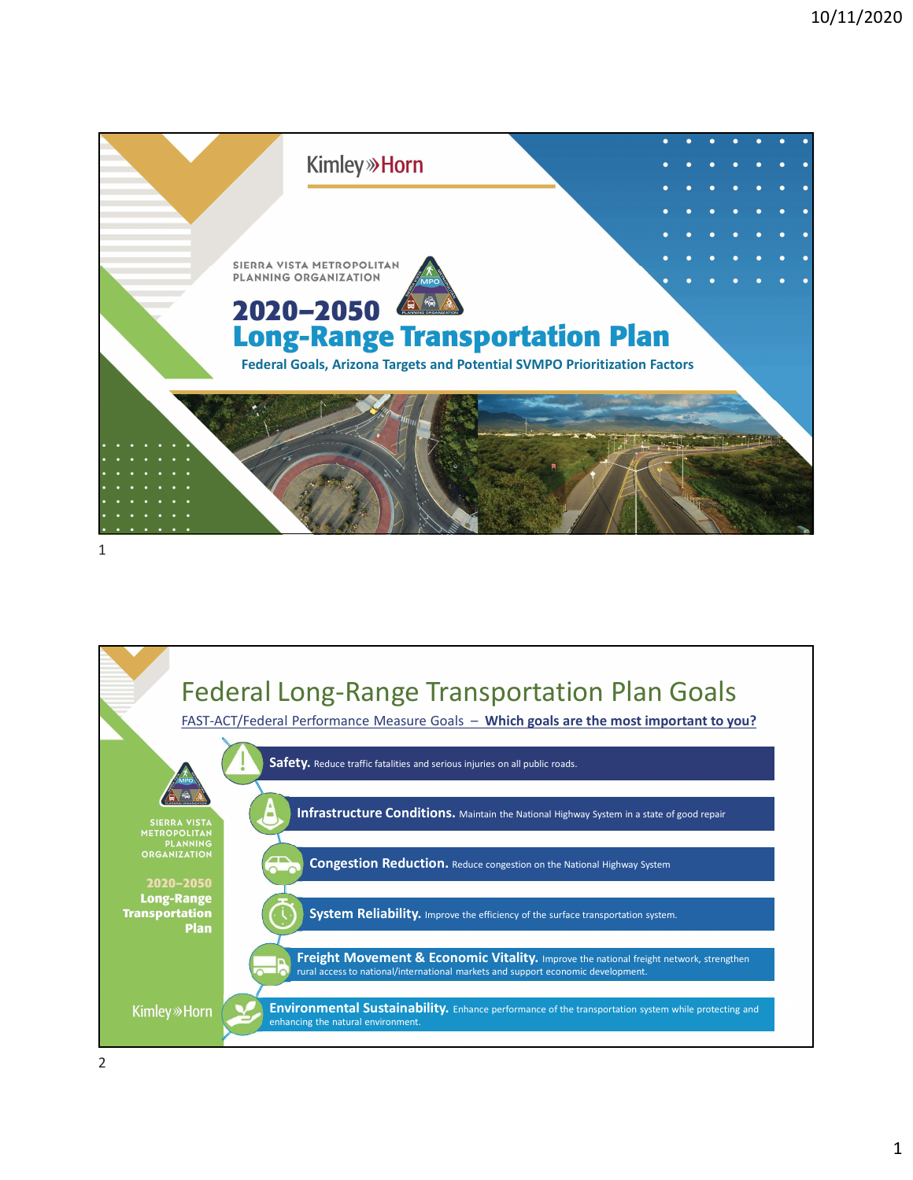Kimley»Horn

SIERRA VISTA METROPOLITAN PLANNING ORGANIZATION

# 2020–2050 Long-Range Transportation Plan

**Federal Goals, Arizona Targets and Potential SVMPO Prioritization Factors**

---

# Federal Long-Range Transportation Plan Goals

FAST-ACT/Federal Performance Measure Goals – **Which goals are the most important to you?**

- **Safety.** Reduce traffic fatalities and serious injuries on all public roads.
- **Infrastructure Conditions.** Maintain the National Highway System in a state of good repair
- **Congestion Reduction.** Reduce congestion on the National Highway System
- **System Reliability.** Improve the efficiency of the surface transportation system.
- **Freight Movement & Economic Vitality.** Improve the national freight network, strengthen rural access to national/international markets and support economic development.
- **Environmental Sustainability.** Enhance performance of the transportation system while protecting and enhancing the natural environment.

SIERRA VISTA METROPOLITAN PLANNING ORGANIZATION

2020–2050 Long-Range Transportation Plan

Kimley»Horn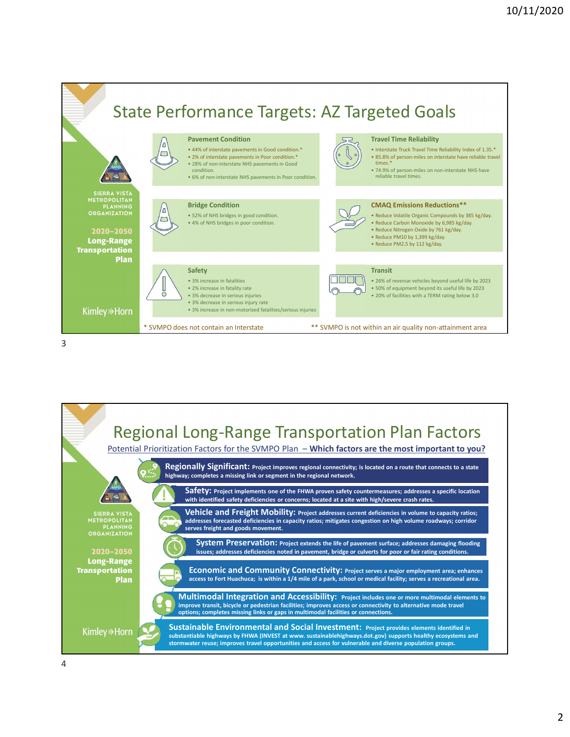# State Performance Targets: AZ Targeted Goals

SIERRA VISTA METROPOLITAN PLANNING ORGANIZATION

2020–2050 Long-Range Transportation Plan

### Pavement Condition

- 44% of interstate pavements in Good condition.*
- 2% of interstate pavements in Poor condition.*
- 28% of non-interstate NHS pavements in Good condition.
- 6% of non-interstate NHS pavements in Poor condition.

### Travel Time Reliability

- Interstate Truck Travel Time Reliability Index of 1.35.*
- 85.8% of person-miles on interstate have reliable travel times.*
- 74.9% of person-miles on non-interstate NHS have reliable travel times.

### Bridge Condition

- 52% of NHS bridges in good condition.
- 4% of NHS bridges in poor condition.

### CMAQ Emissions Reductions**

- Reduce Volatile Organic Compounds by 385 kg/day.
- Reduce Carbon Monoxide by 6,985 kg/day.
- Reduce Nitrogen Oxide by 761 kg/day.
- Reduce PM10 by 1,399 kg/day.
- Reduce PM2.5 by 112 kg/day.

### Safety

- 3% increase in fatalities
- 2% increase in fatality rate
- 3% decrease in serious injuries
- 3% decrease in serious injury rate
- 3% increase in non-motorized fatalities/serious injuries

### Transit

- 26% of revenue vehicles beyond useful life by 2023
- 50% of equipment beyond its useful life by 2023
- 20% of facilities with a TERM rating below 3.0

Kimley»Horn

\* SVMPO does not contain an Interstate

\*\* SVMPO is not within an air quality non-attainment area

# Regional Long-Range Transportation Plan Factors

Potential Prioritization Factors for the SVMPO Plan – **Which factors are the most important to you?**

SIERRA VISTA METROPOLITAN PLANNING ORGANIZATION

2020–2050 Long-Range Transportation Plan

**Regionally Significant:** Project improves regional connectivity; is located on a route that connects to a state highway; completes a missing link or segment in the regional network.

**Safety:** Project implements one of the FHWA proven safety countermeasures; addresses a specific location with identified safety deficiencies or concerns; located at a site with high/severe crash rates.

**Vehicle and Freight Mobility:** Project addresses current deficiencies in volume to capacity ratios; addresses forecasted deficiencies in capacity ratios; mitigates congestion on high volume roadways; corridor serves freight and goods movement.

**System Preservation:** Project extends the life of pavement surface; addresses damaging flooding issues; addresses deficiencies noted in pavement, bridge or culverts for poor or fair rating conditions.

**Economic and Community Connectivity:** Project serves a major employment area; enhances access to Fort Huachuca; is within a 1/4 mile of a park, school or medical facility; serves a recreational area.

**Multimodal Integration and Accessibility:** Project includes one or more multimodal elements to improve transit, bicycle or pedestrian facilities; improves access or connectivity to alternative mode travel options; completes missing links or gaps in multimodal facilities or connections.

**Sustainable Environmental and Social Investment:** Project provides elements identified in substantiable highways by FHWA (INVEST at www. sustainablehighways.dot.gov) supports healthy ecosystems and stormwater reuse; improves travel opportunities and access for vulnerable and diverse population groups.

Kimley»Horn